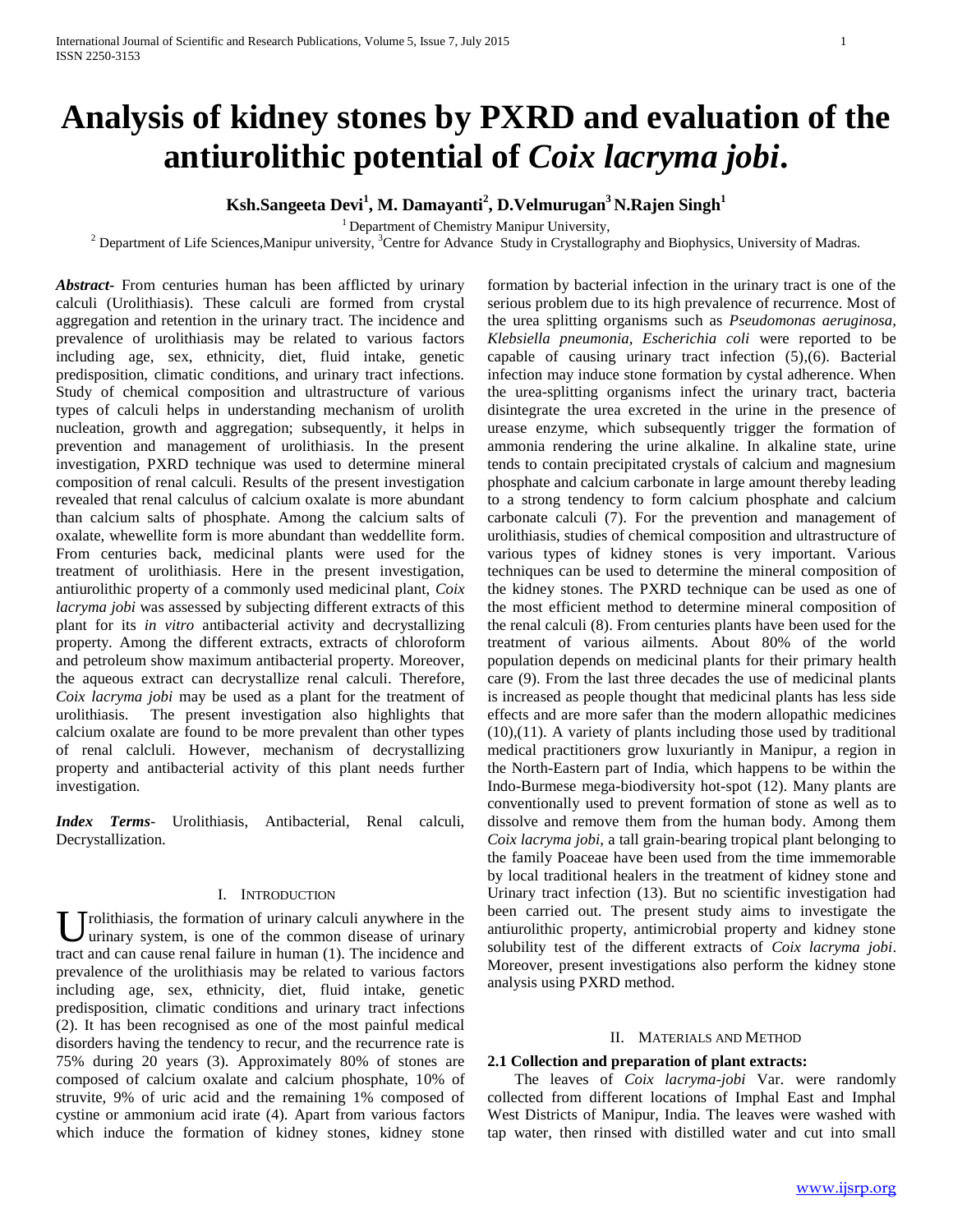# Analysis of kidney stones by PXRD and evaluation of the antiurolithic potential of *Coix lacryma jobi*.

**Ksh.Sangeeta Devi[1], M. Damayanti[2], D.Velmurugan[3] N.Rajen Singh[1]**

[1] Department of Chemistry Manipur University,
[2] Department of Life Sciences,Manipur university, [3]Centre for Advance Study in Crystallography and Biophysics, University of Madras.

***Abstract-*** From centuries human has been afflicted by urinary calculi (Urolithiasis). These calculi are formed from crystal aggregation and retention in the urinary tract. The incidence and prevalence of urolithiasis may be related to various factors including age, sex, ethnicity, diet, fluid intake, genetic predisposition, climatic conditions, and urinary tract infections. Study of chemical composition and ultrastructure of various types of calculi helps in understanding mechanism of urolith nucleation, growth and aggregation; subsequently, it helps in prevention and management of urolithiasis. In the present investigation, PXRD technique was used to determine mineral composition of renal calculi. Results of the present investigation revealed that renal calculus of calcium oxalate is more abundant than calcium salts of phosphate. Among the calcium salts of oxalate, whewellite form is more abundant than weddellite form. From centuries back, medicinal plants were used for the treatment of urolithiasis. Here in the present investigation, antiurolithic property of a commonly used medicinal plant, *Coix lacryma jobi* was assessed by subjecting different extracts of this plant for its *in vitro* antibacterial activity and decrystallizing property. Among the different extracts, extracts of chloroform and petroleum show maximum antibacterial property. Moreover, the aqueous extract can decrystallize renal calculi. Therefore, *Coix lacryma jobi* may be used as a plant for the treatment of urolithiasis. The present investigation also highlights that calcium oxalate are found to be more prevalent than other types of renal calcluli. However, mechanism of decrystallizing property and antibacterial activity of this plant needs further investigation.

***Index Terms*****-** Urolithiasis, Antibacterial, Renal calculi, Decrystallization.

## I. Introduction

Urolithiasis, the formation of urinary calculi anywhere in the urinary system, is one of the common disease of urinary tract and can cause renal failure in human (1). The incidence and prevalence of the urolithiasis may be related to various factors including age, sex, ethnicity, diet, fluid intake, genetic predisposition, climatic conditions and urinary tract infections (2). It has been recognised as one of the most painful medical disorders having the tendency to recur, and the recurrence rate is 75% during 20 years (3). Approximately 80% of stones are composed of calcium oxalate and calcium phosphate, 10% of struvite, 9% of uric acid and the remaining 1% composed of cystine or ammonium acid irate (4). Apart from various factors which induce the formation of kidney stones, kidney stone formation by bacterial infection in the urinary tract is one of the serious problem due to its high prevalence of recurrence. Most of the urea splitting organisms such as *Pseudomonas aeruginosa, Klebsiella pneumonia, Escherichia coli* were reported to be capable of causing urinary tract infection (5),(6). Bacterial infection may induce stone formation by cystal adherence. When the urea-splitting organisms infect the urinary tract, bacteria disintegrate the urea excreted in the urine in the presence of urease enzyme, which subsequently trigger the formation of ammonia rendering the urine alkaline. In alkaline state, urine tends to contain precipitated crystals of calcium and magnesium phosphate and calcium carbonate in large amount thereby leading to a strong tendency to form calcium phosphate and calcium carbonate calculi (7). For the prevention and management of urolithiasis, studies of chemical composition and ultrastructure of various types of kidney stones is very important. Various techniques can be used to determine the mineral composition of the kidney stones. The PXRD technique can be used as one of the most efficient method to determine mineral composition of the renal calculi (8). From centuries plants have been used for the treatment of various ailments. About 80% of the world population depends on medicinal plants for their primary health care (9). From the last three decades the use of medicinal plants is increased as people thought that medicinal plants has less side effects and are more safer than the modern allopathic medicines (10),(11). A variety of plants including those used by traditional medical practitioners grow luxuriantly in Manipur, a region in the North-Eastern part of India, which happens to be within the Indo-Burmese mega-biodiversity hot-spot (12). Many plants are conventionally used to prevent formation of stone as well as to dissolve and remove them from the human body. Among them *Coix lacryma jobi,* a tall grain-bearing tropical plant belonging to the family Poaceae have been used from the time immemorable by local traditional healers in the treatment of kidney stone and Urinary tract infection (13). But no scientific investigation had been carried out. The present study aims to investigate the antiurolithic property, antimicrobial property and kidney stone solubility test of the different extracts of *Coix lacryma jobi*. Moreover, present investigations also perform the kidney stone analysis using PXRD method.

## II. Materials and Method

### 2.1 Collection and preparation of plant extracts:

The leaves of *Coix lacryma-jobi* Var. were randomly collected from different locations of Imphal East and Imphal West Districts of Manipur, India. The leaves were washed with tap water, then rinsed with distilled water and cut into small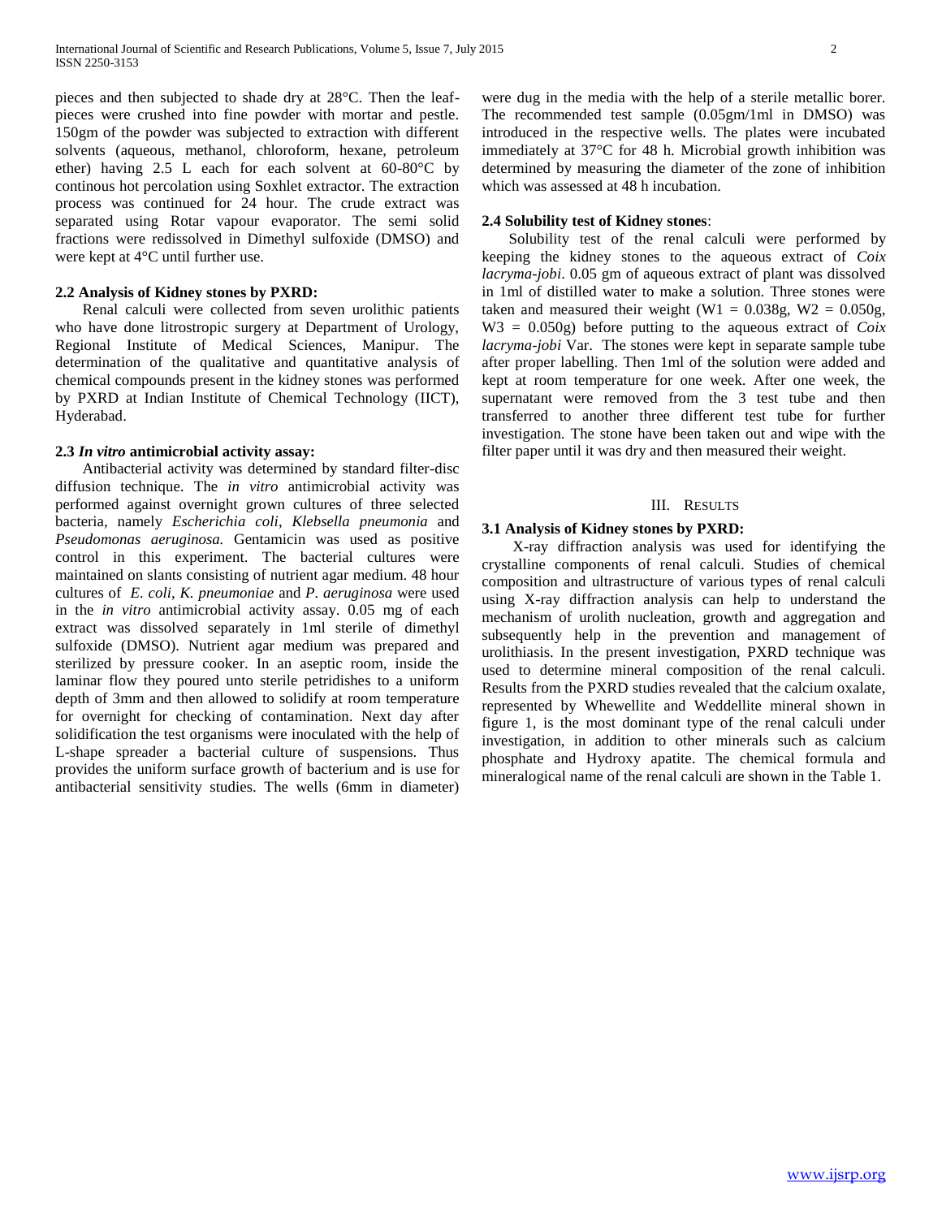pieces and then subjected to shade dry at 28°C. Then the leaf-pieces were crushed into fine powder with mortar and pestle. 150gm of the powder was subjected to extraction with different solvents (aqueous, methanol, chloroform, hexane, petroleum ether) having 2.5 L each for each solvent at 60-80°C by continous hot percolation using Soxhlet extractor. The extraction process was continued for 24 hour. The crude extract was separated using Rotar vapour evaporator. The semi solid fractions were redissolved in Dimethyl sulfoxide (DMSO) and were kept at 4°C until further use.

### 2.2 Analysis of Kidney stones by PXRD:

Renal calculi were collected from seven urolithic patients who have done litrostropic surgery at Department of Urology, Regional Institute of Medical Sciences, Manipur. The determination of the qualitative and quantitative analysis of chemical compounds present in the kidney stones was performed by PXRD at Indian Institute of Chemical Technology (IICT), Hyderabad.

### 2.3 *In vitro* antimicrobial activity assay:

Antibacterial activity was determined by standard filter-disc diffusion technique. The *in vitro* antimicrobial activity was performed against overnight grown cultures of three selected bacteria, namely *Escherichia coli*, *Klebsella pneumonia* and *Pseudomonas aeruginosa.* Gentamicin was used as positive control in this experiment. The bacterial cultures were maintained on slants consisting of nutrient agar medium. 48 hour cultures of *E. coli*, *K. pneumoniae* and *P. aeruginosa* were used in the *in vitro* antimicrobial activity assay. 0.05 mg of each extract was dissolved separately in 1ml sterile of dimethyl sulfoxide (DMSO). Nutrient agar medium was prepared and sterilized by pressure cooker. In an aseptic room, inside the laminar flow they poured unto sterile petridishes to a uniform depth of 3mm and then allowed to solidify at room temperature for overnight for checking of contamination. Next day after solidification the test organisms were inoculated with the help of L-shape spreader a bacterial culture of suspensions. Thus provides the uniform surface growth of bacterium and is use for antibacterial sensitivity studies. The wells (6mm in diameter) were dug in the media with the help of a sterile metallic borer. The recommended test sample (0.05gm/1ml in DMSO) was introduced in the respective wells. The plates were incubated immediately at 37°C for 48 h. Microbial growth inhibition was determined by measuring the diameter of the zone of inhibition which was assessed at 48 h incubation.

### 2.4 Solubility test of Kidney stones:

Solubility test of the renal calculi were performed by keeping the kidney stones to the aqueous extract of *Coix lacryma-jobi*. 0.05 gm of aqueous extract of plant was dissolved in 1ml of distilled water to make a solution. Three stones were taken and measured their weight ($W1 = 0.038g$, $W2 = 0.050g$, $W3 = 0.050g$) before putting to the aqueous extract of *Coix lacryma-jobi* Var. The stones were kept in separate sample tube after proper labelling. Then 1ml of the solution were added and kept at room temperature for one week. After one week, the supernatant were removed from the 3 test tube and then transferred to another three different test tube for further investigation. The stone have been taken out and wipe with the filter paper until it was dry and then measured their weight.

## III. Results

### 3.1 Analysis of Kidney stones by PXRD:

X-ray diffraction analysis was used for identifying the crystalline components of renal calculi. Studies of chemical composition and ultrastructure of various types of renal calculi using X-ray diffraction analysis can help to understand the mechanism of urolith nucleation, growth and aggregation and subsequently help in the prevention and management of urolithiasis. In the present investigation, PXRD technique was used to determine mineral composition of the renal calculi. Results from the PXRD studies revealed that the calcium oxalate, represented by Whewellite and Weddellite mineral shown in figure 1, is the most dominant type of the renal calculi under investigation, in addition to other minerals such as calcium phosphate and Hydroxy apatite. The chemical formula and mineralogical name of the renal calculi are shown in the Table 1.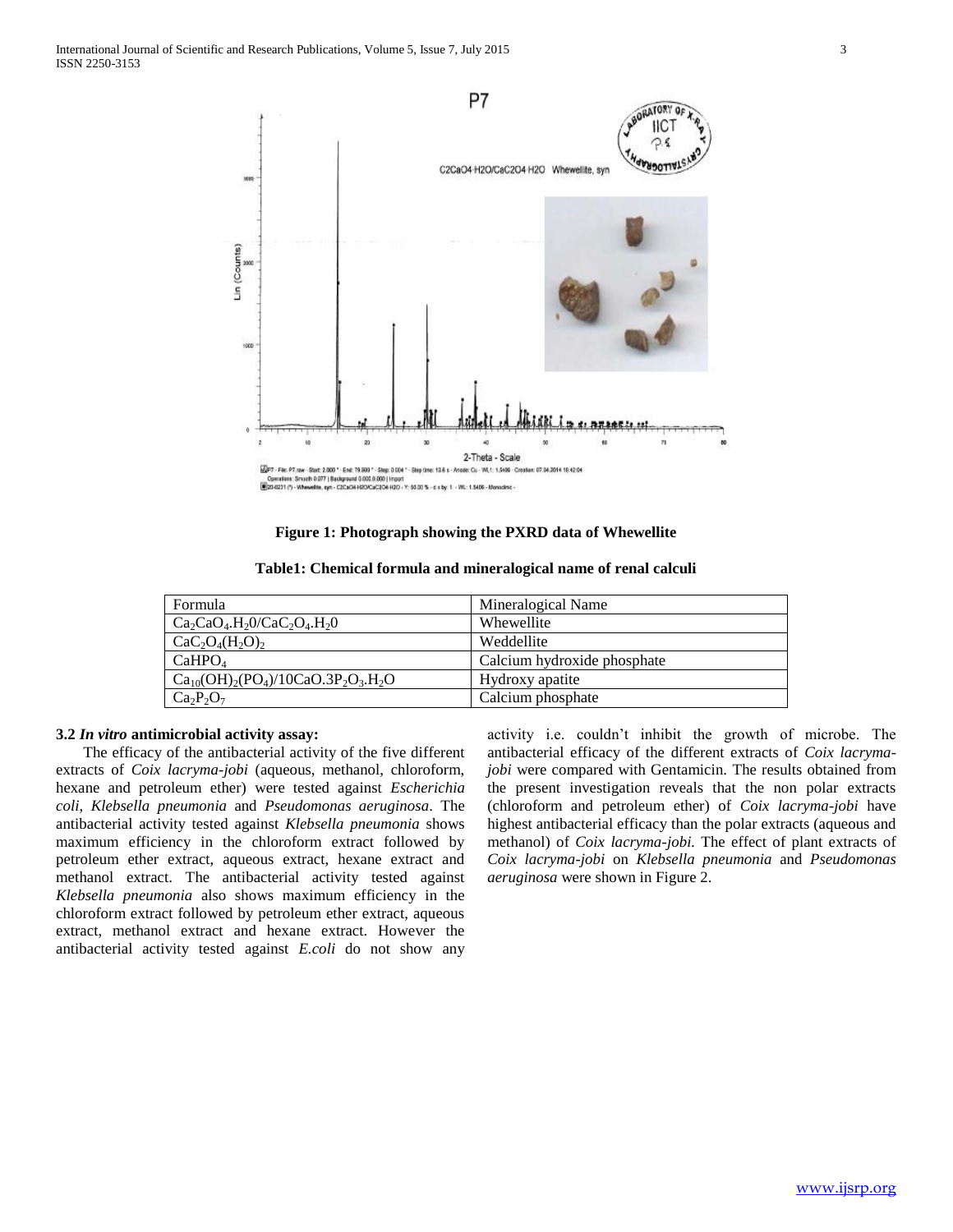**Figure 1: Photograph showing the PXRD data of Whewellite**

**Table1: Chemical formula and mineralogical name of renal calculi**

| Formula | Mineralogical Name |
|---|---|
| $Ca_2CaO_4.H_20/CaC_2O_4.H_20$ | Whewellite |
| $CaC_2O_4(H_2O)_2$ | Weddellite |
| $CaHPO_4$ | Calcium hydroxide phosphate |
| $Ca_{10}(OH)_2(PO_4)/10CaO.3P_2O_3.H_2O$ | Hydroxy apatite |
| $Ca_2P_2O_7$ | Calcium phosphate |

### 3.2 *In vitro* antimicrobial activity assay:

The efficacy of the antibacterial activity of the five different extracts of *Coix lacryma-jobi* (aqueous, methanol, chloroform, hexane and petroleum ether) were tested against *Escherichia coli*, *Klebsella pneumonia* and *Pseudomonas aeruginosa*. The antibacterial activity tested against *Klebsella pneumonia* shows maximum efficiency in the chloroform extract followed by petroleum ether extract, aqueous extract, hexane extract and methanol extract. The antibacterial activity tested against *Klebsella pneumonia* also shows maximum efficiency in the chloroform extract followed by petroleum ether extract, aqueous extract, methanol extract and hexane extract. However the antibacterial activity tested against *E.coli* do not show any activity i.e. couldn't inhibit the growth of microbe. The antibacterial efficacy of the different extracts of *Coix lacryma-jobi* were compared with Gentamicin. The results obtained from the present investigation reveals that the non polar extracts (chloroform and petroleum ether) of *Coix lacryma-jobi* have highest antibacterial efficacy than the polar extracts (aqueous and methanol) of *Coix lacryma-jobi.* The effect of plant extracts of *Coix lacryma-jobi* on *Klebsella pneumonia* and *Pseudomonas aeruginosa* were shown in Figure 2.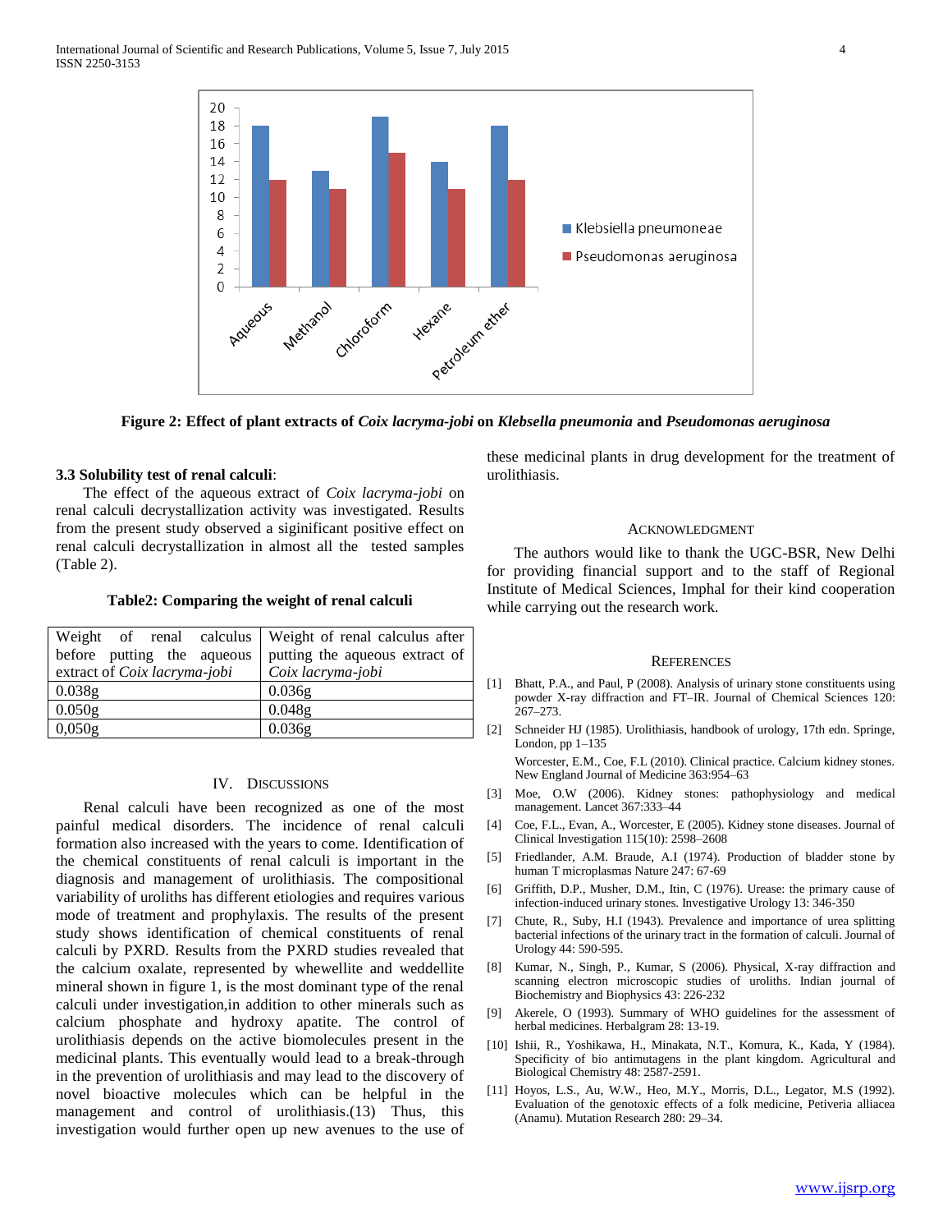Figure 2: **Effect of plant extracts of *Coix lacryma-jobi* on *Klebsella pneumonia* and *Pseudomonas aeruginosa***

### 3.3 Solubility test of renal calculi:

The effect of the aqueous extract of *Coix lacryma-jobi* on renal calculi decrystallization activity was investigated. Results from the present study observed a siginificant positive effect on renal calculi decrystallization in almost all the tested samples (Table 2).

**Table2: Comparing the weight of renal calculi**

| Weight of renal calculus before putting the aqueous extract of *Coix lacryma-jobi* | Weight of renal calculus after putting the aqueous extract of *Coix lacryma-jobi* |
|---|---|
| 0.038g | 0.036g |
| 0.050g | 0.048g |
| 0,050g | 0.036g |

## IV. Discussions

Renal calculi have been recognized as one of the most painful medical disorders. The incidence of renal calculi formation also increased with the years to come. Identification of the chemical constituents of renal calculi is important in the diagnosis and management of urolithiasis. The compositional variability of uroliths has different etiologies and requires various mode of treatment and prophylaxis. The results of the present study shows identification of chemical constituents of renal calculi by PXRD. Results from the PXRD studies revealed that the calcium oxalate, represented by whewellite and weddellite mineral shown in figure 1, is the most dominant type of the renal calculi under investigation,in addition to other minerals such as calcium phosphate and hydroxy apatite. The control of urolithiasis depends on the active biomolecules present in the medicinal plants. This eventually would lead to a break-through in the prevention of urolithiasis and may lead to the discovery of novel bioactive molecules which can be helpful in the management and control of urolithiasis.(13) Thus, this investigation would further open up new avenues to the use of these medicinal plants in drug development for the treatment of urolithiasis.

## Acknowledgment

The authors would like to thank the UGC-BSR, New Delhi for providing financial support and to the staff of Regional Institute of Medical Sciences, Imphal for their kind cooperation while carrying out the research work.

## References

[1] Bhatt, P.A., and Paul, P (2008). Analysis of urinary stone constituents using powder X-ray diffraction and FT–IR. Journal of Chemical Sciences 120: 267–273.

[2] Schneider HJ (1985). Urolithiasis, handbook of urology, 17th edn. Springe, London, pp 1–135

Worcester, E.M., Coe, F.L (2010). Clinical practice. Calcium kidney stones. New England Journal of Medicine 363:954–63

[3] Moe, O.W (2006). Kidney stones: pathophysiology and medical management. Lancet 367:333–44

[4] Coe, F.L., Evan, A., Worcester, E (2005). Kidney stone diseases. Journal of Clinical Investigation 115(10): 2598–2608

[5] Friedlander, A.M. Braude, A.I (1974). Production of bladder stone by human T microplasmas Nature 247: 67-69

[6] Griffith, D.P., Musher, D.M., Itin, C (1976). Urease: the primary cause of infection-induced urinary stones. Investigative Urology 13: 346-350

[7] Chute, R., Suby, H.I (1943). Prevalence and importance of urea splitting bacterial infections of the urinary tract in the formation of calculi. Journal of Urology 44: 590-595.

[8] Kumar, N., Singh, P., Kumar, S (2006). Physical, X-ray diffraction and scanning electron microscopic studies of uroliths. Indian journal of Biochemistry and Biophysics 43: 226-232

[9] Akerele, O (1993). Summary of WHO guidelines for the assessment of herbal medicines. Herbalgram 28: 13-19.

[10] Ishii, R., Yoshikawa, H., Minakata, N.T., Komura, K., Kada, Y (1984). Specificity of bio antimutagens in the plant kingdom. Agricultural and Biological Chemistry 48: 2587-2591.

[11] Hoyos, L.S., Au, W.W., Heo, M.Y., Morris, D.L., Legator, M.S (1992). Evaluation of the genotoxic effects of a folk medicine, Petiveria alliacea (Anamu). Mutation Research 280: 29–34.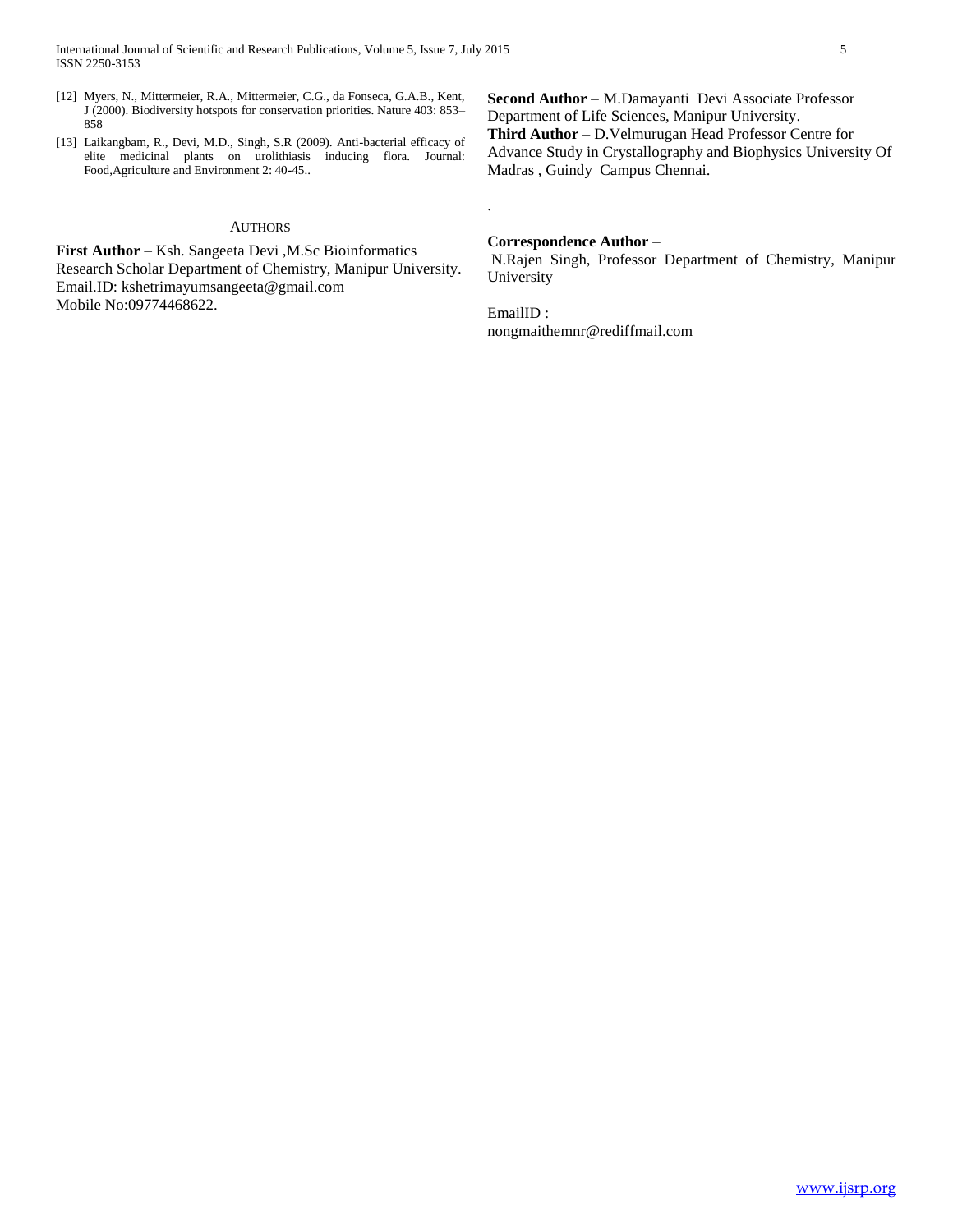[12] Myers, N., Mittermeier, R.A., Mittermeier, C.G., da Fonseca, G.A.B., Kent, J (2000). Biodiversity hotspots for conservation priorities. Nature 403: 853–858

[13] Laikangbam, R., Devi, M.D., Singh, S.R (2009). Anti-bacterial efficacy of elite medicinal plants on urolithiasis inducing flora. Journal: Food,Agriculture and Environment 2: 40-45..

## AUTHORS

**First Author** – Ksh. Sangeeta Devi ,M.Sc Bioinformatics Research Scholar Department of Chemistry, Manipur University. Email.ID: kshetrimayumsangeeta@gmail.com
Mobile No:09774468622.

**Second Author** – M.Damayanti Devi Associate Professor Department of Life Sciences, Manipur University.

**Third Author** – D.Velmurugan Head Professor Centre for Advance Study in Crystallography and Biophysics University Of Madras , Guindy Campus Chennai.

.

**Correspondence Author** –
N.Rajen Singh, Professor Department of Chemistry, Manipur University

EmailID :
nongmaithemnr@rediffmail.com